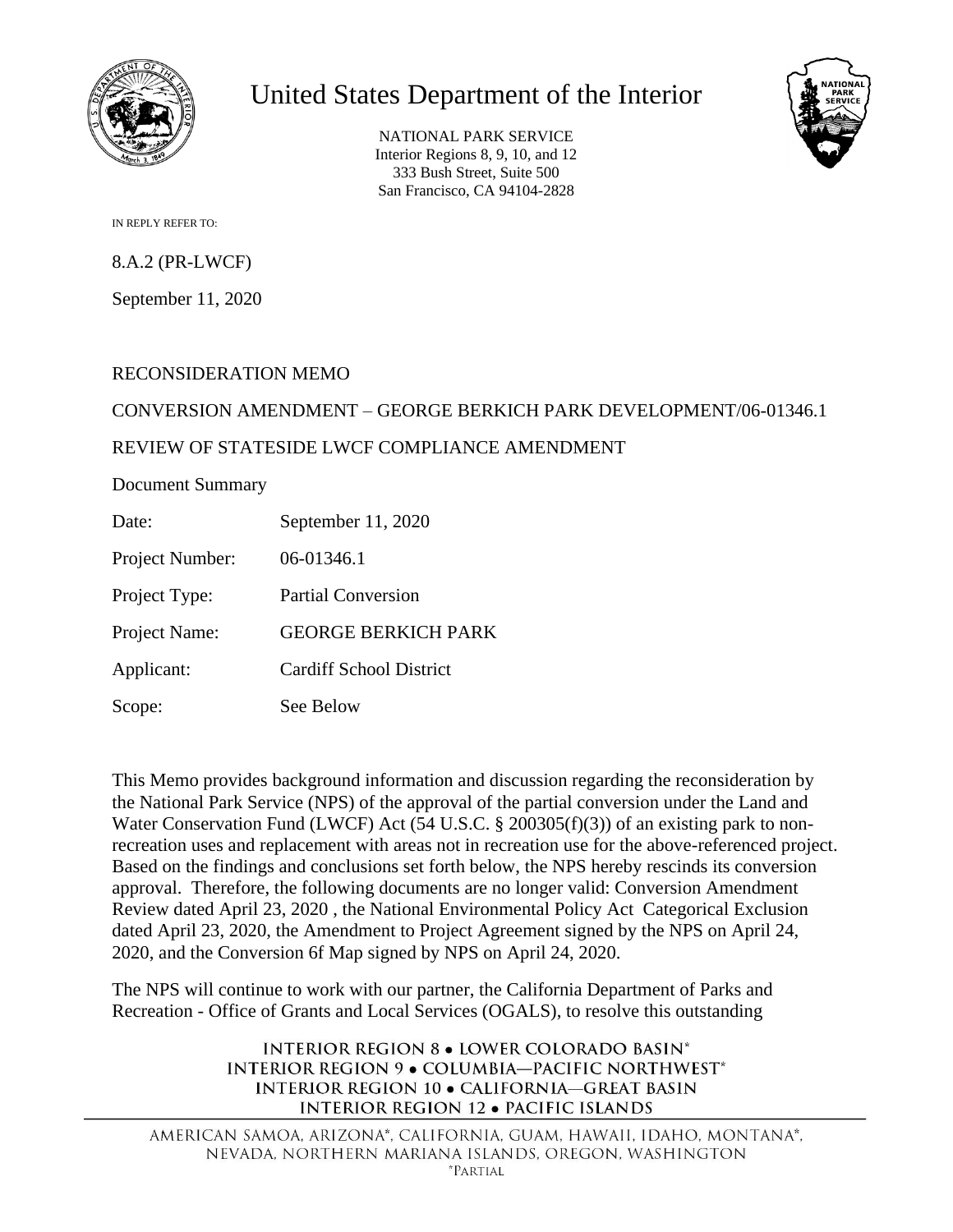# United States Department of the Interior

NATIONAL PARK SERVICE
Interior Regions 8, 9, 10, and 12
333 Bush Street, Suite 500
San Francisco, CA 94104-2828

IN REPLY REFER TO:

8.A.2 (PR-LWCF)

September 11, 2020

RECONSIDERATION MEMO

CONVERSION AMENDMENT – GEORGE BERKICH PARK DEVELOPMENT/06-01346.1

REVIEW OF STATESIDE LWCF COMPLIANCE AMENDMENT

Document Summary

| | |
|---|---|
| Date: | September 11, 2020 |
| Project Number: | 06-01346.1 |
| Project Type: | Partial Conversion |
| Project Name: | GEORGE BERKICH PARK |
| Applicant: | Cardiff School District |
| Scope: | See Below |

This Memo provides background information and discussion regarding the reconsideration by the National Park Service (NPS) of the approval of the partial conversion under the Land and Water Conservation Fund (LWCF) Act (54 U.S.C. § 200305(f)(3)) of an existing park to non-recreation uses and replacement with areas not in recreation use for the above-referenced project. Based on the findings and conclusions set forth below, the NPS hereby rescinds its conversion approval. Therefore, the following documents are no longer valid: Conversion Amendment Review dated April 23, 2020 , the National Environmental Policy Act Categorical Exclusion dated April 23, 2020, the Amendment to Project Agreement signed by the NPS on April 24, 2020, and the Conversion 6f Map signed by NPS on April 24, 2020.

The NPS will continue to work with our partner, the California Department of Parks and Recreation - Office of Grants and Local Services (OGALS), to resolve this outstanding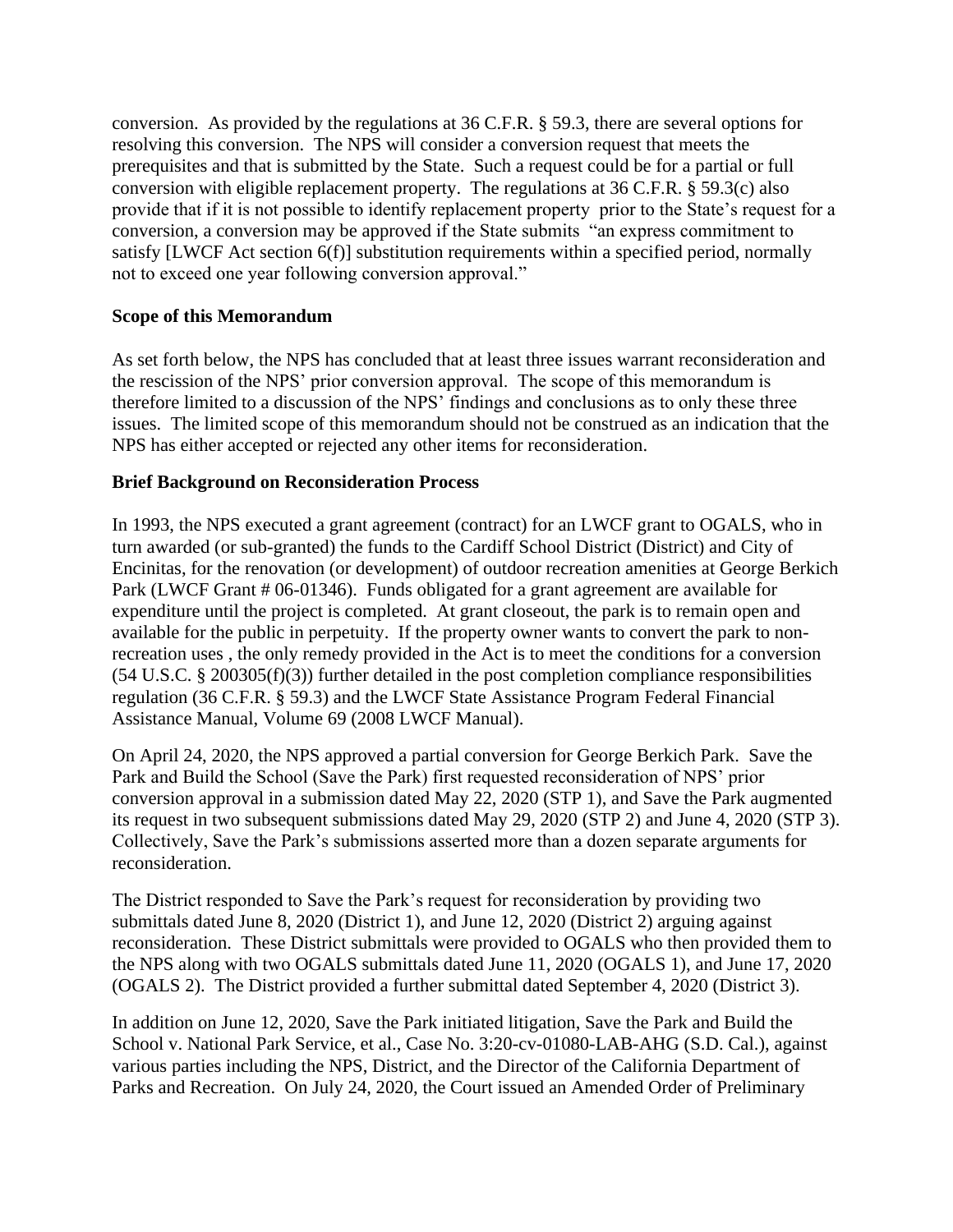conversion. As provided by the regulations at 36 C.F.R. § 59.3, there are several options for resolving this conversion. The NPS will consider a conversion request that meets the prerequisites and that is submitted by the State. Such a request could be for a partial or full conversion with eligible replacement property. The regulations at 36 C.F.R. § 59.3(c) also provide that if it is not possible to identify replacement property prior to the State's request for a conversion, a conversion may be approved if the State submits "an express commitment to satisfy [LWCF Act section 6(f)] substitution requirements within a specified period, normally not to exceed one year following conversion approval."

**Scope of this Memorandum**

As set forth below, the NPS has concluded that at least three issues warrant reconsideration and the rescission of the NPS' prior conversion approval. The scope of this memorandum is therefore limited to a discussion of the NPS' findings and conclusions as to only these three issues. The limited scope of this memorandum should not be construed as an indication that the NPS has either accepted or rejected any other items for reconsideration.

**Brief Background on Reconsideration Process**

In 1993, the NPS executed a grant agreement (contract) for an LWCF grant to OGALS, who in turn awarded (or sub-granted) the funds to the Cardiff School District (District) and City of Encinitas, for the renovation (or development) of outdoor recreation amenities at George Berkich Park (LWCF Grant # 06-01346). Funds obligated for a grant agreement are available for expenditure until the project is completed. At grant closeout, the park is to remain open and available for the public in perpetuity. If the property owner wants to convert the park to non-recreation uses , the only remedy provided in the Act is to meet the conditions for a conversion (54 U.S.C. § 200305(f)(3)) further detailed in the post completion compliance responsibilities regulation (36 C.F.R. § 59.3) and the LWCF State Assistance Program Federal Financial Assistance Manual, Volume 69 (2008 LWCF Manual).

On April 24, 2020, the NPS approved a partial conversion for George Berkich Park. Save the Park and Build the School (Save the Park) first requested reconsideration of NPS' prior conversion approval in a submission dated May 22, 2020 (STP 1), and Save the Park augmented its request in two subsequent submissions dated May 29, 2020 (STP 2) and June 4, 2020 (STP 3). Collectively, Save the Park's submissions asserted more than a dozen separate arguments for reconsideration.

The District responded to Save the Park's request for reconsideration by providing two submittals dated June 8, 2020 (District 1), and June 12, 2020 (District 2) arguing against reconsideration. These District submittals were provided to OGALS who then provided them to the NPS along with two OGALS submittals dated June 11, 2020 (OGALS 1), and June 17, 2020 (OGALS 2). The District provided a further submittal dated September 4, 2020 (District 3).

In addition on June 12, 2020, Save the Park initiated litigation, Save the Park and Build the School v. National Park Service, et al., Case No. 3:20-cv-01080-LAB-AHG (S.D. Cal.), against various parties including the NPS, District, and the Director of the California Department of Parks and Recreation. On July 24, 2020, the Court issued an Amended Order of Preliminary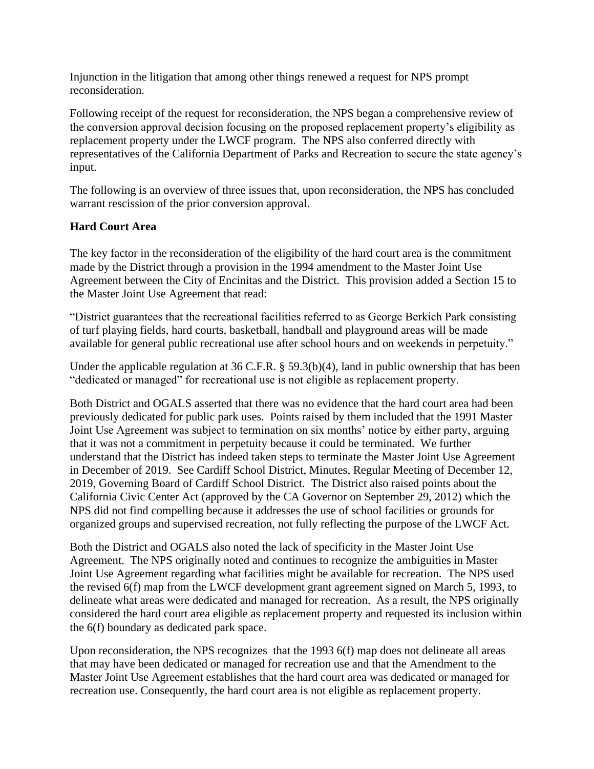Injunction in the litigation that among other things renewed a request for NPS prompt reconsideration.

Following receipt of the request for reconsideration, the NPS began a comprehensive review of the conversion approval decision focusing on the proposed replacement property's eligibility as replacement property under the LWCF program. The NPS also conferred directly with representatives of the California Department of Parks and Recreation to secure the state agency's input.

The following is an overview of three issues that, upon reconsideration, the NPS has concluded warrant rescission of the prior conversion approval.

**Hard Court Area**

The key factor in the reconsideration of the eligibility of the hard court area is the commitment made by the District through a provision in the 1994 amendment to the Master Joint Use Agreement between the City of Encinitas and the District. This provision added a Section 15 to the Master Joint Use Agreement that read:

"District guarantees that the recreational facilities referred to as George Berkich Park consisting of turf playing fields, hard courts, basketball, handball and playground areas will be made available for general public recreational use after school hours and on weekends in perpetuity."

Under the applicable regulation at 36 C.F.R. § 59.3(b)(4), land in public ownership that has been "dedicated or managed" for recreational use is not eligible as replacement property.

Both District and OGALS asserted that there was no evidence that the hard court area had been previously dedicated for public park uses. Points raised by them included that the 1991 Master Joint Use Agreement was subject to termination on six months' notice by either party, arguing that it was not a commitment in perpetuity because it could be terminated. We further understand that the District has indeed taken steps to terminate the Master Joint Use Agreement in December of 2019. See Cardiff School District, Minutes, Regular Meeting of December 12, 2019, Governing Board of Cardiff School District. The District also raised points about the California Civic Center Act (approved by the CA Governor on September 29, 2012) which the NPS did not find compelling because it addresses the use of school facilities or grounds for organized groups and supervised recreation, not fully reflecting the purpose of the LWCF Act.

Both the District and OGALS also noted the lack of specificity in the Master Joint Use Agreement. The NPS originally noted and continues to recognize the ambiguities in Master Joint Use Agreement regarding what facilities might be available for recreation. The NPS used the revised 6(f) map from the LWCF development grant agreement signed on March 5, 1993, to delineate what areas were dedicated and managed for recreation. As a result, the NPS originally considered the hard court area eligible as replacement property and requested its inclusion within the 6(f) boundary as dedicated park space.

Upon reconsideration, the NPS recognizes that the 1993 6(f) map does not delineate all areas that may have been dedicated or managed for recreation use and that the Amendment to the Master Joint Use Agreement establishes that the hard court area was dedicated or managed for recreation use. Consequently, the hard court area is not eligible as replacement property.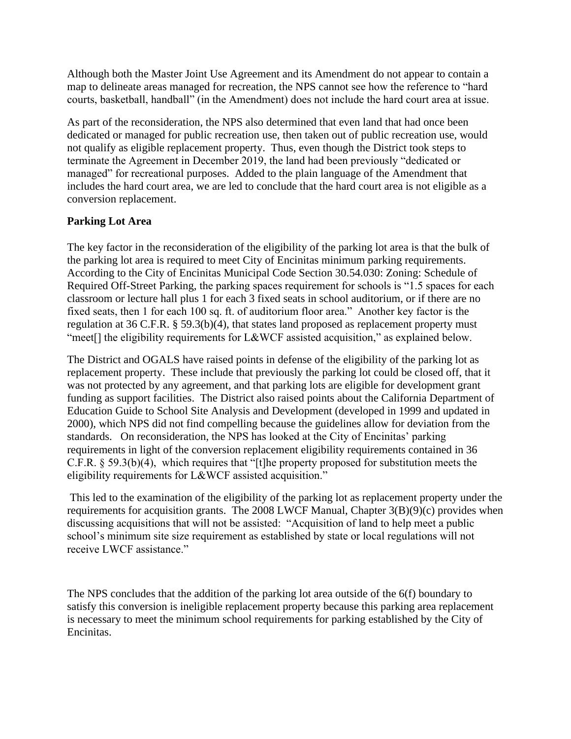Although both the Master Joint Use Agreement and its Amendment do not appear to contain a map to delineate areas managed for recreation, the NPS cannot see how the reference to "hard courts, basketball, handball" (in the Amendment) does not include the hard court area at issue.

As part of the reconsideration, the NPS also determined that even land that had once been dedicated or managed for public recreation use, then taken out of public recreation use, would not qualify as eligible replacement property. Thus, even though the District took steps to terminate the Agreement in December 2019, the land had been previously "dedicated or managed" for recreational purposes. Added to the plain language of the Amendment that includes the hard court area, we are led to conclude that the hard court area is not eligible as a conversion replacement.

**Parking Lot Area**

The key factor in the reconsideration of the eligibility of the parking lot area is that the bulk of the parking lot area is required to meet City of Encinitas minimum parking requirements. According to the City of Encinitas Municipal Code Section 30.54.030: Zoning: Schedule of Required Off-Street Parking, the parking spaces requirement for schools is "1.5 spaces for each classroom or lecture hall plus 1 for each 3 fixed seats in school auditorium, or if there are no fixed seats, then 1 for each 100 sq. ft. of auditorium floor area." Another key factor is the regulation at 36 C.F.R. § 59.3(b)(4), that states land proposed as replacement property must "meet[] the eligibility requirements for L&WCF assisted acquisition," as explained below.

The District and OGALS have raised points in defense of the eligibility of the parking lot as replacement property. These include that previously the parking lot could be closed off, that it was not protected by any agreement, and that parking lots are eligible for development grant funding as support facilities. The District also raised points about the California Department of Education Guide to School Site Analysis and Development (developed in 1999 and updated in 2000), which NPS did not find compelling because the guidelines allow for deviation from the standards. On reconsideration, the NPS has looked at the City of Encinitas' parking requirements in light of the conversion replacement eligibility requirements contained in 36 C.F.R. § 59.3(b)(4), which requires that "[t]he property proposed for substitution meets the eligibility requirements for L&WCF assisted acquisition."

This led to the examination of the eligibility of the parking lot as replacement property under the requirements for acquisition grants. The 2008 LWCF Manual, Chapter 3(B)(9)(c) provides when discussing acquisitions that will not be assisted: "Acquisition of land to help meet a public school's minimum site size requirement as established by state or local regulations will not receive LWCF assistance."

The NPS concludes that the addition of the parking lot area outside of the 6(f) boundary to satisfy this conversion is ineligible replacement property because this parking area replacement is necessary to meet the minimum school requirements for parking established by the City of Encinitas.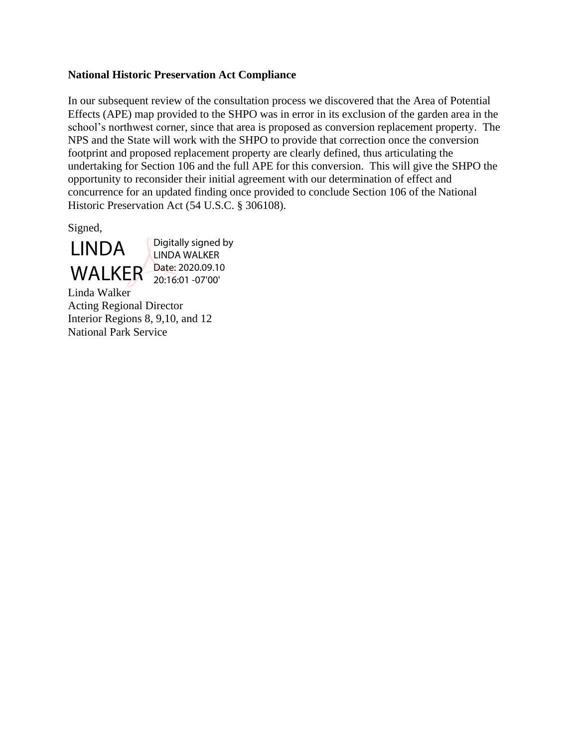**National Historic Preservation Act Compliance**

In our subsequent review of the consultation process we discovered that the Area of Potential Effects (APE) map provided to the SHPO was in error in its exclusion of the garden area in the school's northwest corner, since that area is proposed as conversion replacement property. The NPS and the State will work with the SHPO to provide that correction once the conversion footprint and proposed replacement property are clearly defined, thus articulating the undertaking for Section 106 and the full APE for this conversion. This will give the SHPO the opportunity to reconsider their initial agreement with our determination of effect and concurrence for an updated finding once provided to conclude Section 106 of the National Historic Preservation Act (54 U.S.C. § 306108).

Signed,

LINDA WALKER

Digitally signed by LINDA WALKER
Date: 2020.09.10 20:16:01 -07'00'

Linda Walker
Acting Regional Director
Interior Regions 8, 9,10, and 12
National Park Service